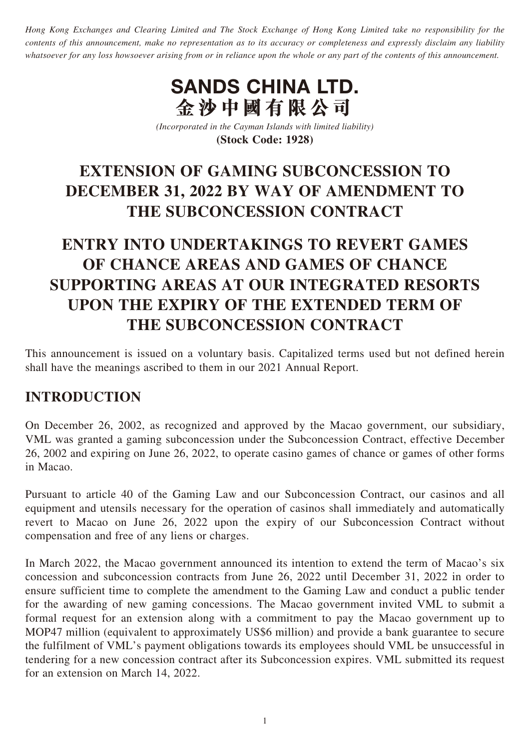*Hong Kong Exchanges and Clearing Limited and The Stock Exchange of Hong Kong Limited take no responsibility for the contents of this announcement, make no representation as to its accuracy or completeness and expressly disclaim any liability whatsoever for any loss howsoever arising from or in reliance upon the whole or any part of the contents of this announcement.*

# SANDS CHINA LTD.
# 金沙中國有限公司

*(Incorporated in the Cayman Islands with limited liability)*
**(Stock Code: 1928)**

# EXTENSION OF GAMING SUBCONCESSION TO DECEMBER 31, 2022 BY WAY OF AMENDMENT TO THE SUBCONCESSION CONTRACT

# ENTRY INTO UNDERTAKINGS TO REVERT GAMES OF CHANCE AREAS AND GAMES OF CHANCE SUPPORTING AREAS AT OUR INTEGRATED RESORTS UPON THE EXPIRY OF THE EXTENDED TERM OF THE SUBCONCESSION CONTRACT

This announcement is issued on a voluntary basis. Capitalized terms used but not defined herein shall have the meanings ascribed to them in our 2021 Annual Report.

## INTRODUCTION

On December 26, 2002, as recognized and approved by the Macao government, our subsidiary, VML was granted a gaming subconcession under the Subconcession Contract, effective December 26, 2002 and expiring on June 26, 2022, to operate casino games of chance or games of other forms in Macao.

Pursuant to article 40 of the Gaming Law and our Subconcession Contract, our casinos and all equipment and utensils necessary for the operation of casinos shall immediately and automatically revert to Macao on June 26, 2022 upon the expiry of our Subconcession Contract without compensation and free of any liens or charges.

In March 2022, the Macao government announced its intention to extend the term of Macao's six concession and subconcession contracts from June 26, 2022 until December 31, 2022 in order to ensure sufficient time to complete the amendment to the Gaming Law and conduct a public tender for the awarding of new gaming concessions. The Macao government invited VML to submit a formal request for an extension along with a commitment to pay the Macao government up to MOP47 million (equivalent to approximately US$6 million) and provide a bank guarantee to secure the fulfilment of VML's payment obligations towards its employees should VML be unsuccessful in tendering for a new concession contract after its Subconcession expires. VML submitted its request for an extension on March 14, 2022.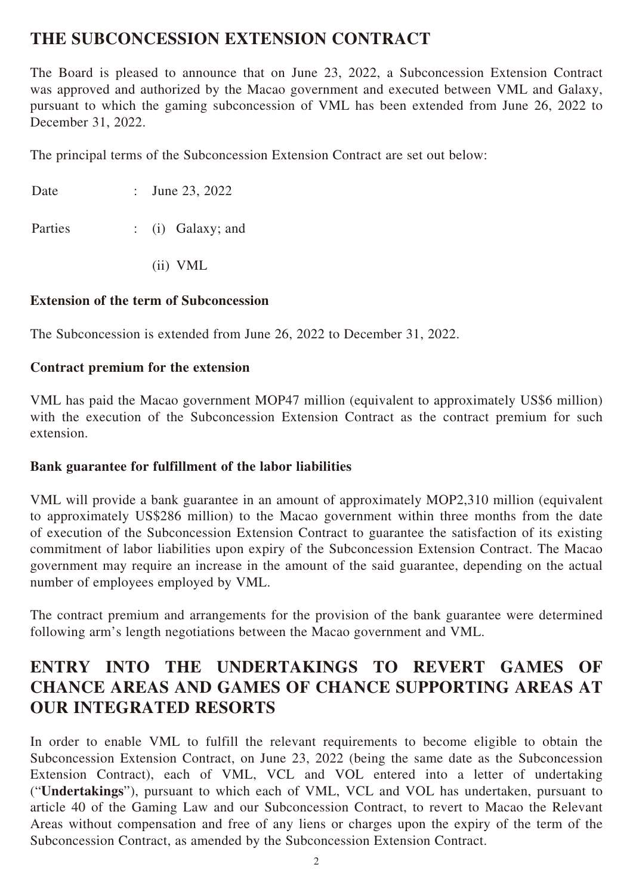## THE SUBCONCESSION EXTENSION CONTRACT

The Board is pleased to announce that on June 23, 2022, a Subconcession Extension Contract was approved and authorized by the Macao government and executed between VML and Galaxy, pursuant to which the gaming subconcession of VML has been extended from June 26, 2022 to December 31, 2022.

The principal terms of the Subconcession Extension Contract are set out below:

| | | |
|---|---|---|
| Date | : | June 23, 2022 |
| Parties | : | (i) Galaxy; and |
| | | (ii) VML |

**Extension of the term of Subconcession**

The Subconcession is extended from June 26, 2022 to December 31, 2022.

**Contract premium for the extension**

VML has paid the Macao government MOP47 million (equivalent to approximately US$6 million) with the execution of the Subconcession Extension Contract as the contract premium for such extension.

**Bank guarantee for fulfillment of the labor liabilities**

VML will provide a bank guarantee in an amount of approximately MOP2,310 million (equivalent to approximately US$286 million) to the Macao government within three months from the date of execution of the Subconcession Extension Contract to guarantee the satisfaction of its existing commitment of labor liabilities upon expiry of the Subconcession Extension Contract. The Macao government may require an increase in the amount of the said guarantee, depending on the actual number of employees employed by VML.

The contract premium and arrangements for the provision of the bank guarantee were determined following arm's length negotiations between the Macao government and VML.

## ENTRY INTO THE UNDERTAKINGS TO REVERT GAMES OF CHANCE AREAS AND GAMES OF CHANCE SUPPORTING AREAS AT OUR INTEGRATED RESORTS

In order to enable VML to fulfill the relevant requirements to become eligible to obtain the Subconcession Extension Contract, on June 23, 2022 (being the same date as the Subconcession Extension Contract), each of VML, VCL and VOL entered into a letter of undertaking ("**Undertakings**"), pursuant to which each of VML, VCL and VOL has undertaken, pursuant to article 40 of the Gaming Law and our Subconcession Contract, to revert to Macao the Relevant Areas without compensation and free of any liens or charges upon the expiry of the term of the Subconcession Contract, as amended by the Subconcession Extension Contract.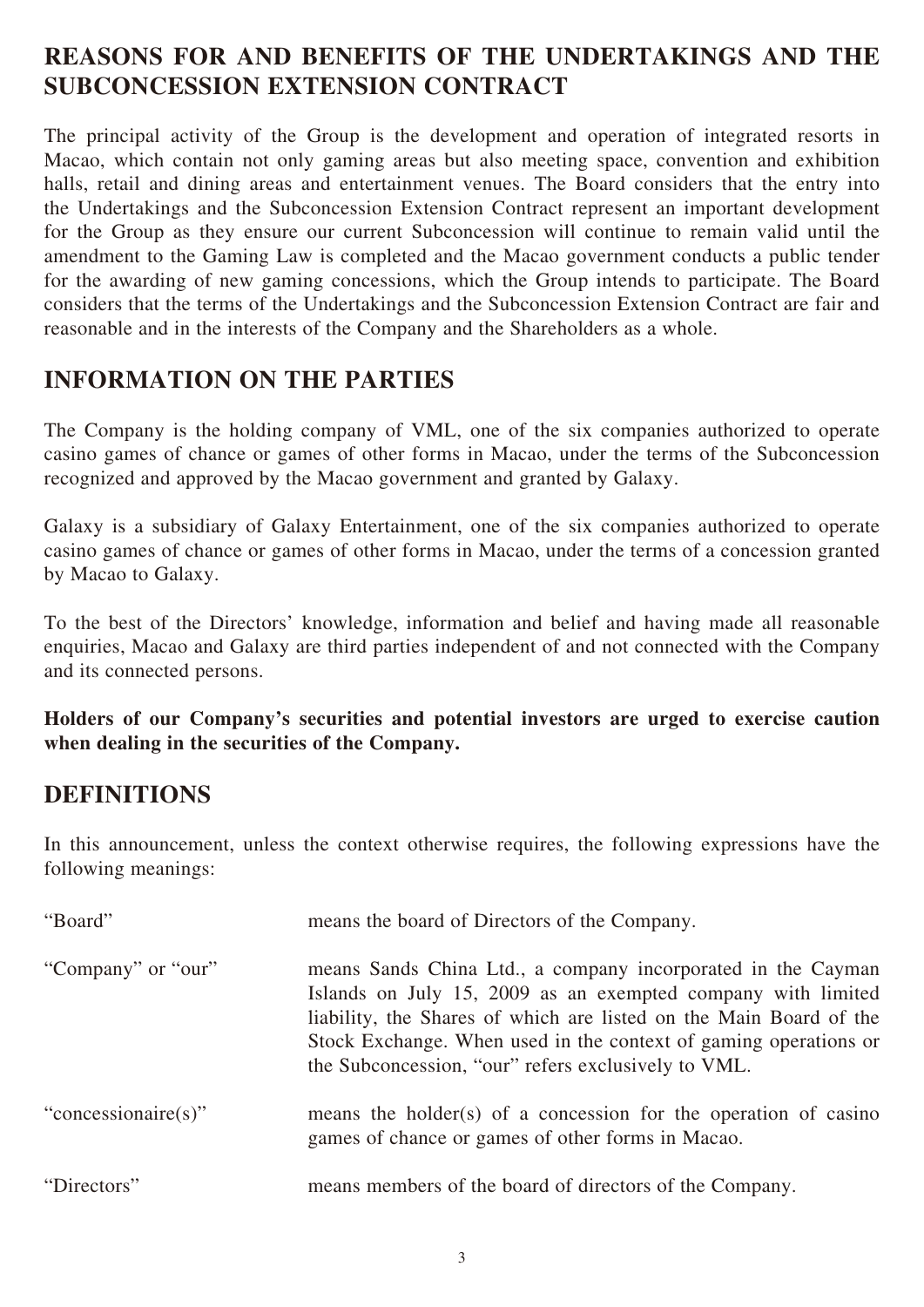## REASONS FOR AND BENEFITS OF THE UNDERTAKINGS AND THE SUBCONCESSION EXTENSION CONTRACT

The principal activity of the Group is the development and operation of integrated resorts in Macao, which contain not only gaming areas but also meeting space, convention and exhibition halls, retail and dining areas and entertainment venues. The Board considers that the entry into the Undertakings and the Subconcession Extension Contract represent an important development for the Group as they ensure our current Subconcession will continue to remain valid until the amendment to the Gaming Law is completed and the Macao government conducts a public tender for the awarding of new gaming concessions, which the Group intends to participate. The Board considers that the terms of the Undertakings and the Subconcession Extension Contract are fair and reasonable and in the interests of the Company and the Shareholders as a whole.

## INFORMATION ON THE PARTIES

The Company is the holding company of VML, one of the six companies authorized to operate casino games of chance or games of other forms in Macao, under the terms of the Subconcession recognized and approved by the Macao government and granted by Galaxy.

Galaxy is a subsidiary of Galaxy Entertainment, one of the six companies authorized to operate casino games of chance or games of other forms in Macao, under the terms of a concession granted by Macao to Galaxy.

To the best of the Directors' knowledge, information and belief and having made all reasonable enquiries, Macao and Galaxy are third parties independent of and not connected with the Company and its connected persons.

**Holders of our Company's securities and potential investors are urged to exercise caution when dealing in the securities of the Company.**

## DEFINITIONS

In this announcement, unless the context otherwise requires, the following expressions have the following meanings:

| | |
|---|---|
| "Board" | means the board of Directors of the Company. |
| "Company" or "our" | means Sands China Ltd., a company incorporated in the Cayman Islands on July 15, 2009 as an exempted company with limited liability, the Shares of which are listed on the Main Board of the Stock Exchange. When used in the context of gaming operations or the Subconcession, "our" refers exclusively to VML. |
| "concessionaire(s)" | means the holder(s) of a concession for the operation of casino games of chance or games of other forms in Macao. |
| "Directors" | means members of the board of directors of the Company. |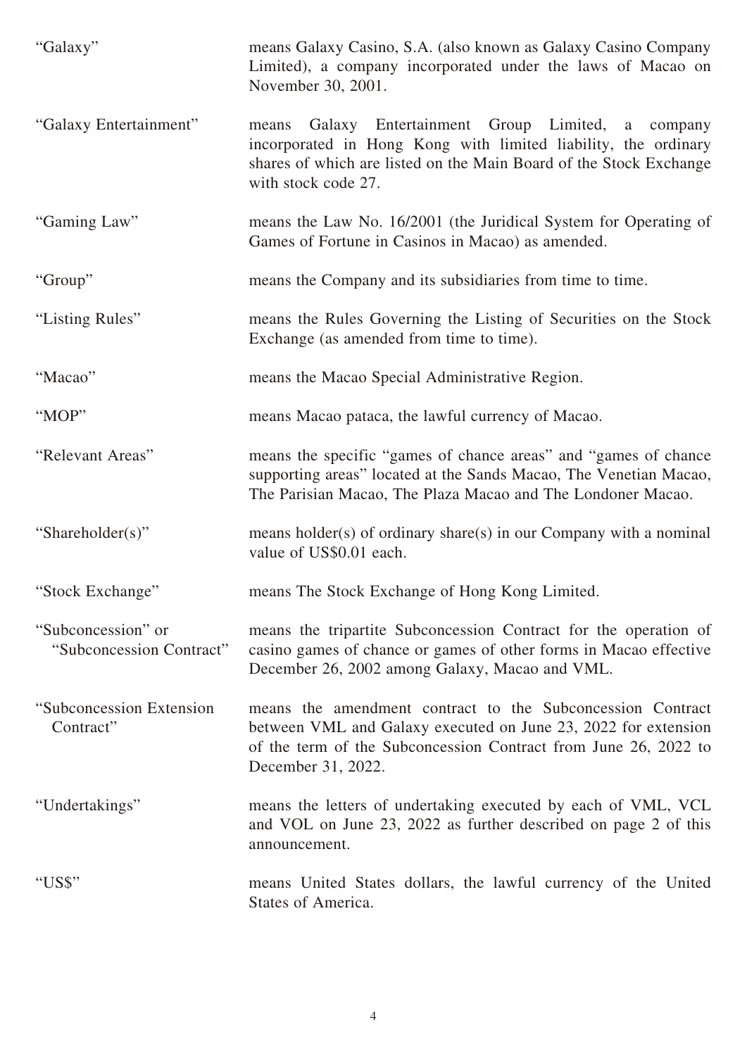| | |
|---|---|
| "Galaxy" | means Galaxy Casino, S.A. (also known as Galaxy Casino Company Limited), a company incorporated under the laws of Macao on November 30, 2001. |
| "Galaxy Entertainment" | means Galaxy Entertainment Group Limited, a company incorporated in Hong Kong with limited liability, the ordinary shares of which are listed on the Main Board of the Stock Exchange with stock code 27. |
| "Gaming Law" | means the Law No. 16/2001 (the Juridical System for Operating of Games of Fortune in Casinos in Macao) as amended. |
| "Group" | means the Company and its subsidiaries from time to time. |
| "Listing Rules" | means the Rules Governing the Listing of Securities on the Stock Exchange (as amended from time to time). |
| "Macao" | means the Macao Special Administrative Region. |
| "MOP" | means Macao pataca, the lawful currency of Macao. |
| "Relevant Areas" | means the specific "games of chance areas" and "games of chance supporting areas" located at the Sands Macao, The Venetian Macao, The Parisian Macao, The Plaza Macao and The Londoner Macao. |
| "Shareholder(s)" | means holder(s) of ordinary share(s) in our Company with a nominal value of US$0.01 each. |
| "Stock Exchange" | means The Stock Exchange of Hong Kong Limited. |
| "Subconcession" or "Subconcession Contract" | means the tripartite Subconcession Contract for the operation of casino games of chance or games of other forms in Macao effective December 26, 2002 among Galaxy, Macao and VML. |
| "Subconcession Extension Contract" | means the amendment contract to the Subconcession Contract between VML and Galaxy executed on June 23, 2022 for extension of the term of the Subconcession Contract from June 26, 2022 to December 31, 2022. |
| "Undertakings" | means the letters of undertaking executed by each of VML, VCL and VOL on June 23, 2022 as further described on page 2 of this announcement. |
| "US$" | means United States dollars, the lawful currency of the United States of America. |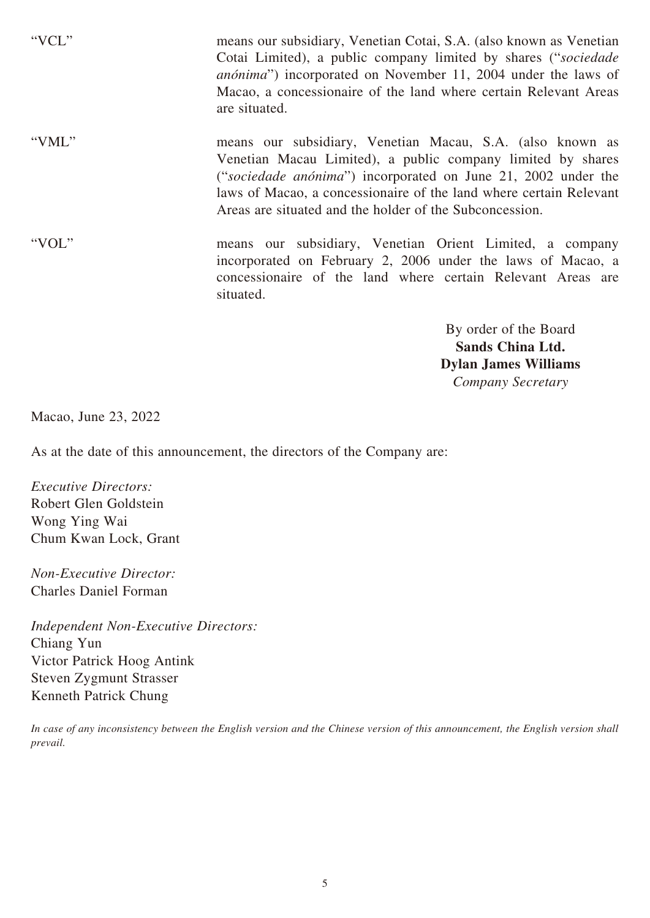| | |
|---|---|
| "VCL" | means our subsidiary, Venetian Cotai, S.A. (also known as Venetian Cotai Limited), a public company limited by shares ("*sociedade anónima*") incorporated on November 11, 2004 under the laws of Macao, a concessionaire of the land where certain Relevant Areas are situated. |
| "VML" | means our subsidiary, Venetian Macau, S.A. (also known as Venetian Macau Limited), a public company limited by shares ("*sociedade anónima*") incorporated on June 21, 2002 under the laws of Macao, a concessionaire of the land where certain Relevant Areas are situated and the holder of the Subconcession. |
| "VOL" | means our subsidiary, Venetian Orient Limited, a company incorporated on February 2, 2006 under the laws of Macao, a concessionaire of the land where certain Relevant Areas are situated. |

By order of the Board
**Sands China Ltd.**
**Dylan James Williams**
*Company Secretary*

Macao, June 23, 2022

As at the date of this announcement, the directors of the Company are:

*Executive Directors:*
Robert Glen Goldstein
Wong Ying Wai
Chum Kwan Lock, Grant

*Non-Executive Director:*
Charles Daniel Forman

*Independent Non-Executive Directors:*
Chiang Yun
Victor Patrick Hoog Antink
Steven Zygmunt Strasser
Kenneth Patrick Chung

*In case of any inconsistency between the English version and the Chinese version of this announcement, the English version shall prevail.*